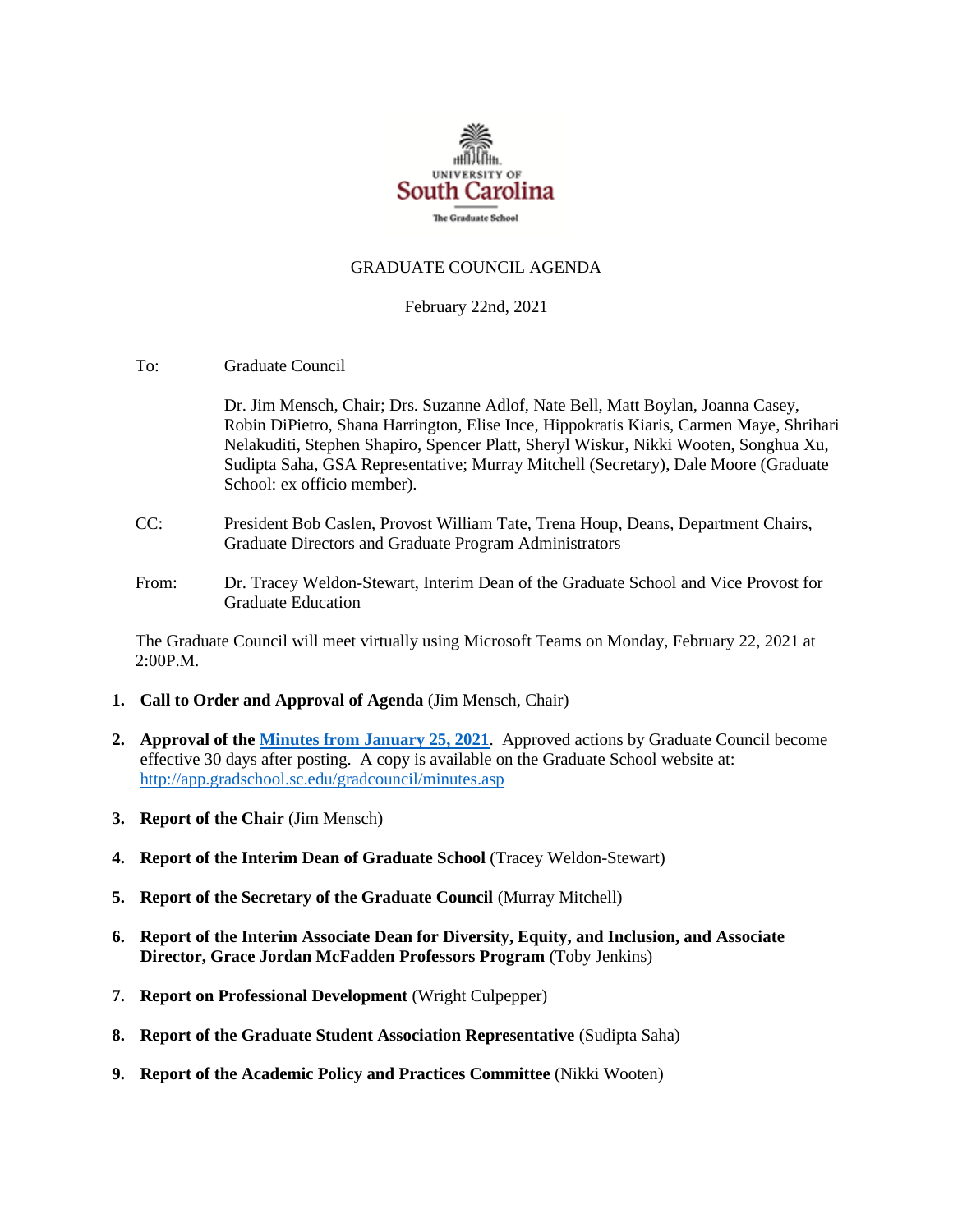UNIVERSITY OF
South Carolina
The Graduate School

# GRADUATE COUNCIL AGENDA

February 22nd, 2021

To: Graduate Council

Dr. Jim Mensch, Chair; Drs. Suzanne Adlof, Nate Bell, Matt Boylan, Joanna Casey, Robin DiPietro, Shana Harrington, Elise Ince, Hippokratis Kiaris, Carmen Maye, Shrihari Nelakuditi, Stephen Shapiro, Spencer Platt, Sheryl Wiskur, Nikki Wooten, Songhua Xu, Sudipta Saha, GSA Representative; Murray Mitchell (Secretary), Dale Moore (Graduate School: ex officio member).

CC: President Bob Caslen, Provost William Tate, Trena Houp, Deans, Department Chairs, Graduate Directors and Graduate Program Administrators

From: Dr. Tracey Weldon-Stewart, Interim Dean of the Graduate School and Vice Provost for Graduate Education

The Graduate Council will meet virtually using Microsoft Teams on Monday, February 22, 2021 at 2:00P.M.

1. **Call to Order and Approval of Agenda** (Jim Mensch, Chair)
2. **Approval of the Minutes from January 25, 2021**. Approved actions by Graduate Council become effective 30 days after posting. A copy is available on the Graduate School website at: http://app.gradschool.sc.edu/gradcouncil/minutes.asp
3. **Report of the Chair** (Jim Mensch)
4. **Report of the Interim Dean of Graduate School** (Tracey Weldon-Stewart)
5. **Report of the Secretary of the Graduate Council** (Murray Mitchell)
6. **Report of the Interim Associate Dean for Diversity, Equity, and Inclusion, and Associate Director, Grace Jordan McFadden Professors Program** (Toby Jenkins)
7. **Report on Professional Development** (Wright Culpepper)
8. **Report of the Graduate Student Association Representative** (Sudipta Saha)
9. **Report of the Academic Policy and Practices Committee** (Nikki Wooten)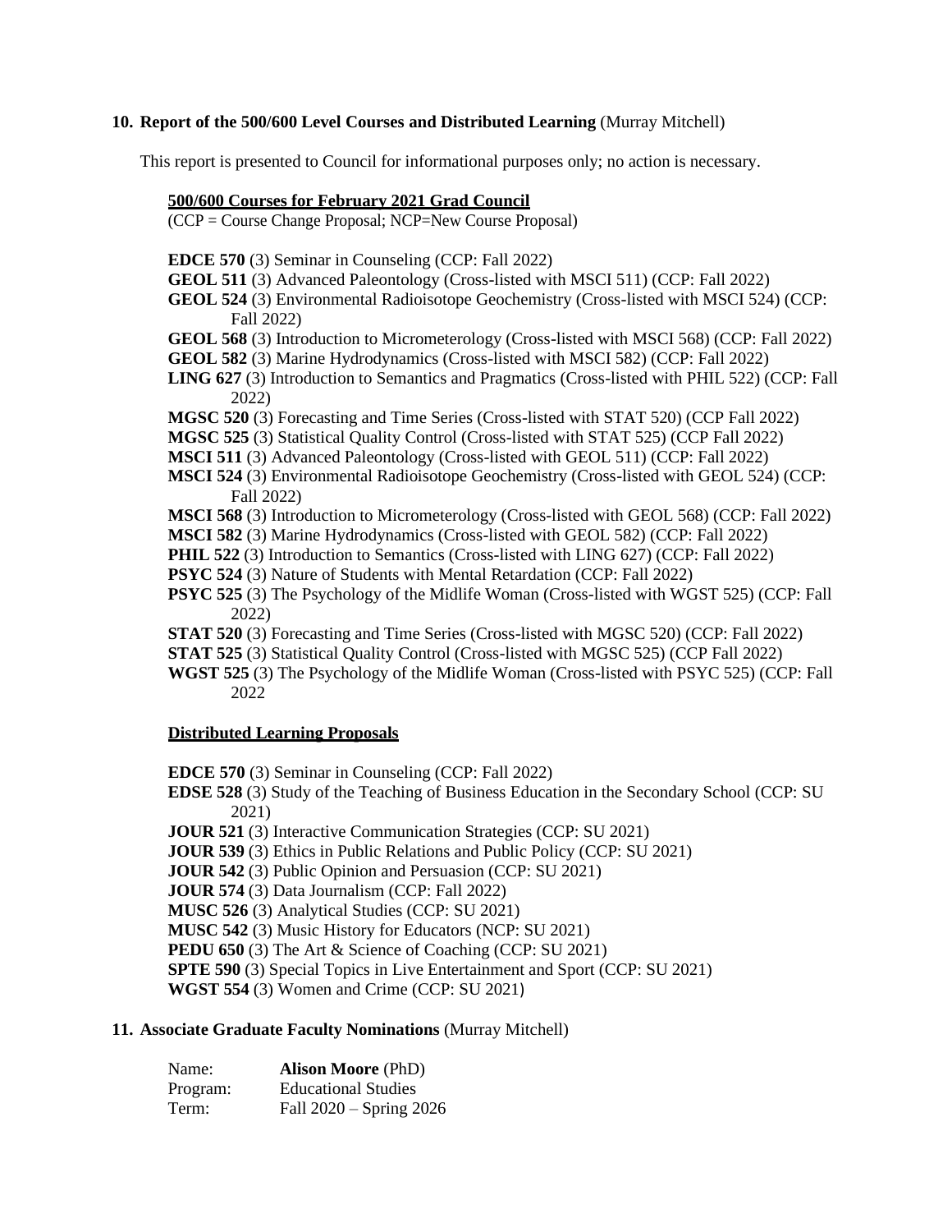**10. Report of the 500/600 Level Courses and Distributed Learning** (Murray Mitchell)

This report is presented to Council for informational purposes only; no action is necessary.

**500/600 Courses for February 2021 Grad Council**

(CCP = Course Change Proposal; NCP=New Course Proposal)

**EDCE 570** (3) Seminar in Counseling (CCP: Fall 2022)
**GEOL 511** (3) Advanced Paleontology (Cross-listed with MSCI 511) (CCP: Fall 2022)
**GEOL 524** (3) Environmental Radioisotope Geochemistry (Cross-listed with MSCI 524) (CCP: Fall 2022)
**GEOL 568** (3) Introduction to Micrometerology (Cross-listed with MSCI 568) (CCP: Fall 2022)
**GEOL 582** (3) Marine Hydrodynamics (Cross-listed with MSCI 582) (CCP: Fall 2022)
**LING 627** (3) Introduction to Semantics and Pragmatics (Cross-listed with PHIL 522) (CCP: Fall 2022)
**MGSC 520** (3) Forecasting and Time Series (Cross-listed with STAT 520) (CCP Fall 2022)
**MGSC 525** (3) Statistical Quality Control (Cross-listed with STAT 525) (CCP Fall 2022)
**MSCI 511** (3) Advanced Paleontology (Cross-listed with GEOL 511) (CCP: Fall 2022)
**MSCI 524** (3) Environmental Radioisotope Geochemistry (Cross-listed with GEOL 524) (CCP: Fall 2022)
**MSCI 568** (3) Introduction to Micrometerology (Cross-listed with GEOL 568) (CCP: Fall 2022)
**MSCI 582** (3) Marine Hydrodynamics (Cross-listed with GEOL 582) (CCP: Fall 2022)
**PHIL 522** (3) Introduction to Semantics (Cross-listed with LING 627) (CCP: Fall 2022)
**PSYC 524** (3) Nature of Students with Mental Retardation (CCP: Fall 2022)
**PSYC 525** (3) The Psychology of the Midlife Woman (Cross-listed with WGST 525) (CCP: Fall 2022)
**STAT 520** (3) Forecasting and Time Series (Cross-listed with MGSC 520) (CCP: Fall 2022)
**STAT 525** (3) Statistical Quality Control (Cross-listed with MGSC 525) (CCP Fall 2022)
**WGST 525** (3) The Psychology of the Midlife Woman (Cross-listed with PSYC 525) (CCP: Fall 2022

**Distributed Learning Proposals**

**EDCE 570** (3) Seminar in Counseling (CCP: Fall 2022)
**EDSE 528** (3) Study of the Teaching of Business Education in the Secondary School (CCP: SU 2021)
**JOUR 521** (3) Interactive Communication Strategies (CCP: SU 2021)
**JOUR 539** (3) Ethics in Public Relations and Public Policy (CCP: SU 2021)
**JOUR 542** (3) Public Opinion and Persuasion (CCP: SU 2021)
**JOUR 574** (3) Data Journalism (CCP: Fall 2022)
**MUSC 526** (3) Analytical Studies (CCP: SU 2021)
**MUSC 542** (3) Music History for Educators (NCP: SU 2021)
**PEDU 650** (3) The Art & Science of Coaching (CCP: SU 2021)
**SPTE 590** (3) Special Topics in Live Entertainment and Sport (CCP: SU 2021)
**WGST 554** (3) Women and Crime (CCP: SU 2021)

**11. Associate Graduate Faculty Nominations** (Murray Mitchell)

Name: **Alison Moore** (PhD)
Program: Educational Studies
Term: Fall 2020 – Spring 2026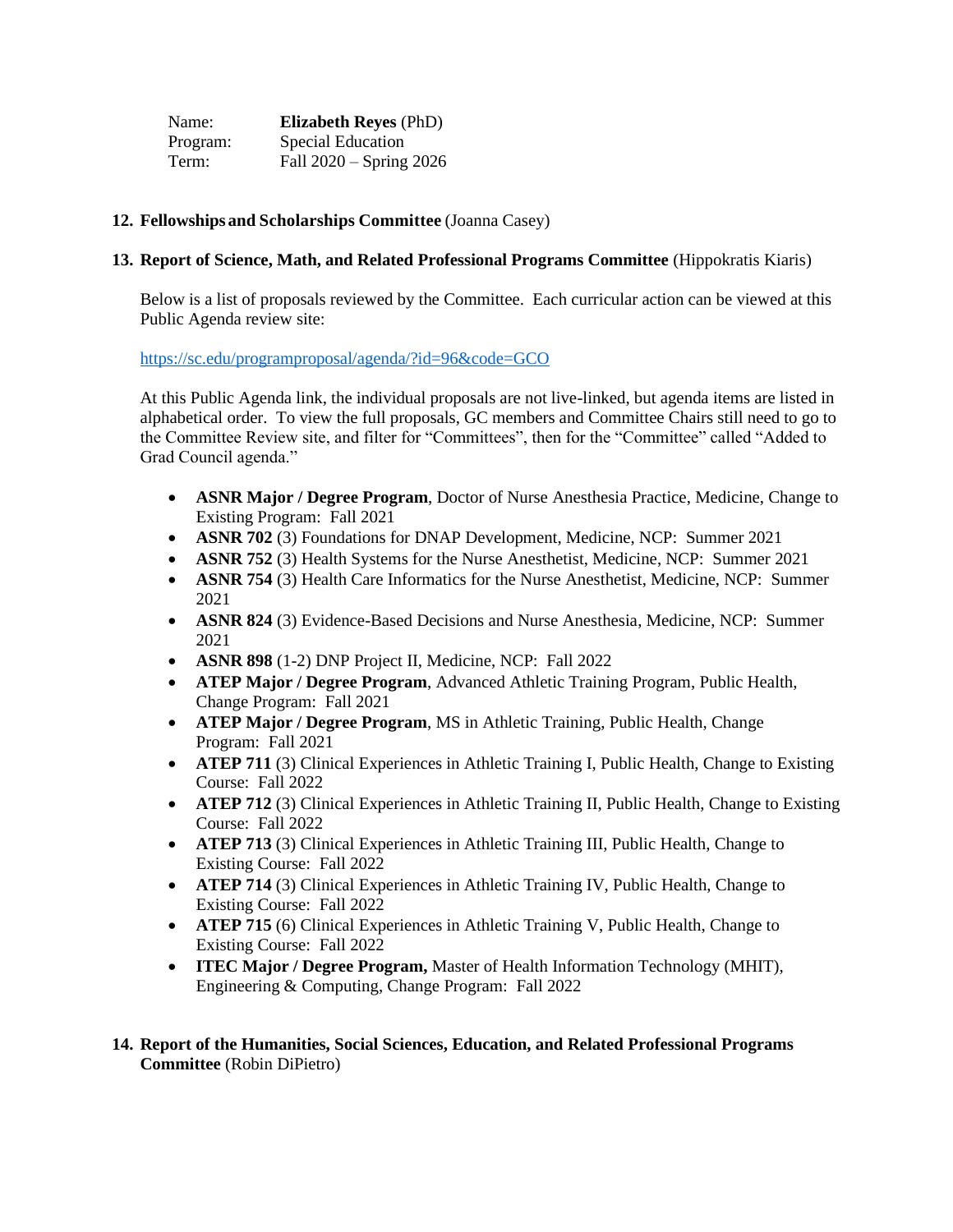Name: **Elizabeth Reyes** (PhD)
Program: Special Education
Term: Fall 2020 – Spring 2026

**12. Fellowships and Scholarships Committee** (Joanna Casey)

**13. Report of Science, Math, and Related Professional Programs Committee** (Hippokratis Kiaris)

Below is a list of proposals reviewed by the Committee. Each curricular action can be viewed at this Public Agenda review site:

https://sc.edu/programproposal/agenda/?id=96&code=GCO

At this Public Agenda link, the individual proposals are not live-linked, but agenda items are listed in alphabetical order. To view the full proposals, GC members and Committee Chairs still need to go to the Committee Review site, and filter for "Committees", then for the "Committee" called "Added to Grad Council agenda."

- **ASNR Major / Degree Program**, Doctor of Nurse Anesthesia Practice, Medicine, Change to Existing Program: Fall 2021
- **ASNR 702** (3) Foundations for DNAP Development, Medicine, NCP: Summer 2021
- **ASNR 752** (3) Health Systems for the Nurse Anesthetist, Medicine, NCP: Summer 2021
- **ASNR 754** (3) Health Care Informatics for the Nurse Anesthetist, Medicine, NCP: Summer 2021
- **ASNR 824** (3) Evidence-Based Decisions and Nurse Anesthesia, Medicine, NCP: Summer 2021
- **ASNR 898** (1-2) DNP Project II, Medicine, NCP: Fall 2022
- **ATEP Major / Degree Program**, Advanced Athletic Training Program, Public Health, Change Program: Fall 2021
- **ATEP Major / Degree Program**, MS in Athletic Training, Public Health, Change Program: Fall 2021
- **ATEP 711** (3) Clinical Experiences in Athletic Training I, Public Health, Change to Existing Course: Fall 2022
- **ATEP 712** (3) Clinical Experiences in Athletic Training II, Public Health, Change to Existing Course: Fall 2022
- **ATEP 713** (3) Clinical Experiences in Athletic Training III, Public Health, Change to Existing Course: Fall 2022
- **ATEP 714** (3) Clinical Experiences in Athletic Training IV, Public Health, Change to Existing Course: Fall 2022
- **ATEP 715** (6) Clinical Experiences in Athletic Training V, Public Health, Change to Existing Course: Fall 2022
- **ITEC Major / Degree Program,** Master of Health Information Technology (MHIT), Engineering & Computing, Change Program: Fall 2022

**14. Report of the Humanities, Social Sciences, Education, and Related Professional Programs Committee** (Robin DiPietro)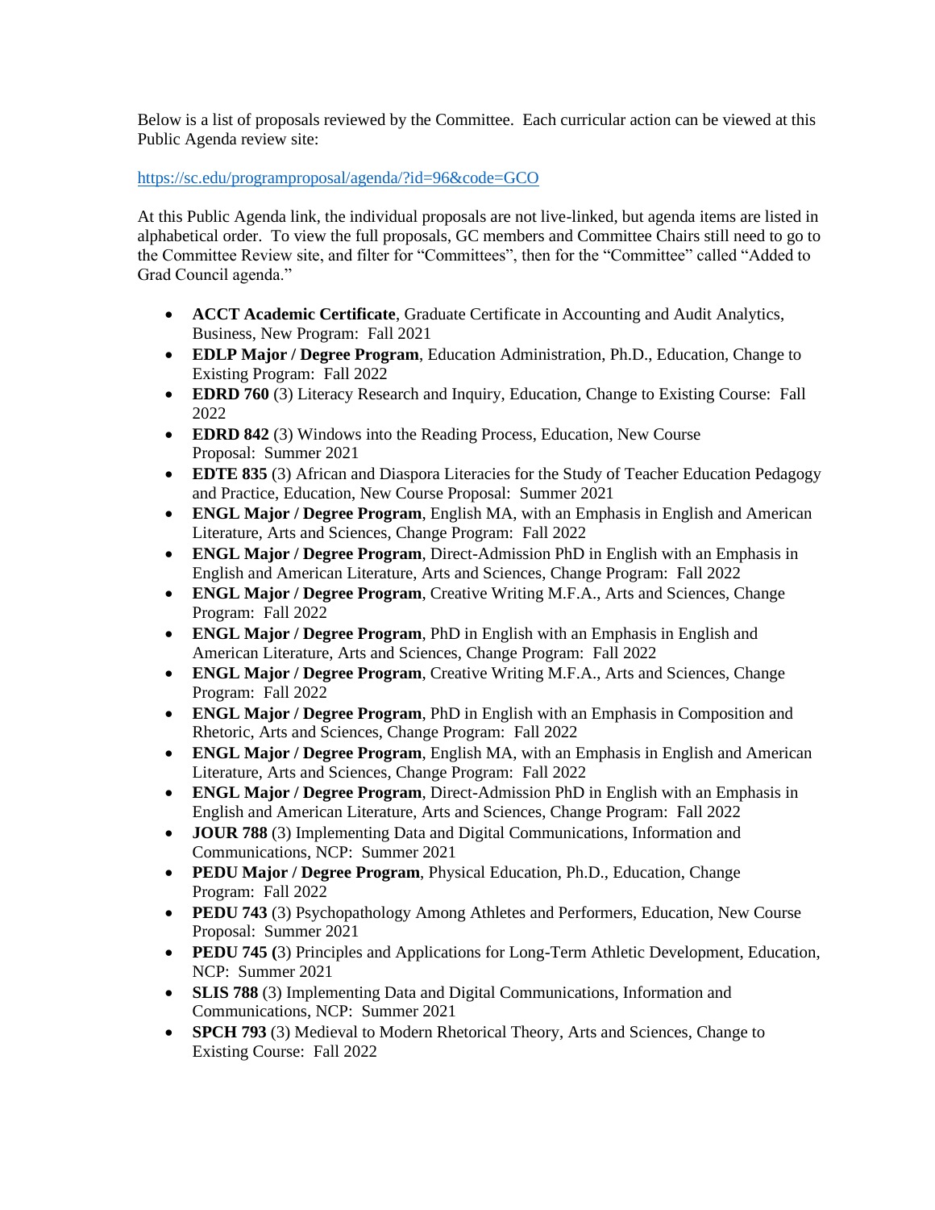Below is a list of proposals reviewed by the Committee. Each curricular action can be viewed at this Public Agenda review site:

https://sc.edu/programproposal/agenda/?id=96&code=GCO

At this Public Agenda link, the individual proposals are not live-linked, but agenda items are listed in alphabetical order. To view the full proposals, GC members and Committee Chairs still need to go to the Committee Review site, and filter for "Committees", then for the "Committee" called "Added to Grad Council agenda."

- **ACCT Academic Certificate**, Graduate Certificate in Accounting and Audit Analytics, Business, New Program: Fall 2021
- **EDLP Major / Degree Program**, Education Administration, Ph.D., Education, Change to Existing Program: Fall 2022
- **EDRD 760** (3) Literacy Research and Inquiry, Education, Change to Existing Course: Fall 2022
- **EDRD 842** (3) Windows into the Reading Process, Education, New Course Proposal: Summer 2021
- **EDTE 835** (3) African and Diaspora Literacies for the Study of Teacher Education Pedagogy and Practice, Education, New Course Proposal: Summer 2021
- **ENGL Major / Degree Program**, English MA, with an Emphasis in English and American Literature, Arts and Sciences, Change Program: Fall 2022
- **ENGL Major / Degree Program**, Direct-Admission PhD in English with an Emphasis in English and American Literature, Arts and Sciences, Change Program: Fall 2022
- **ENGL Major / Degree Program**, Creative Writing M.F.A., Arts and Sciences, Change Program: Fall 2022
- **ENGL Major / Degree Program**, PhD in English with an Emphasis in English and American Literature, Arts and Sciences, Change Program: Fall 2022
- **ENGL Major / Degree Program**, Creative Writing M.F.A., Arts and Sciences, Change Program: Fall 2022
- **ENGL Major / Degree Program**, PhD in English with an Emphasis in Composition and Rhetoric, Arts and Sciences, Change Program: Fall 2022
- **ENGL Major / Degree Program**, English MA, with an Emphasis in English and American Literature, Arts and Sciences, Change Program: Fall 2022
- **ENGL Major / Degree Program**, Direct-Admission PhD in English with an Emphasis in English and American Literature, Arts and Sciences, Change Program: Fall 2022
- **JOUR 788** (3) Implementing Data and Digital Communications, Information and Communications, NCP: Summer 2021
- **PEDU Major / Degree Program**, Physical Education, Ph.D., Education, Change Program: Fall 2022
- **PEDU 743** (3) Psychopathology Among Athletes and Performers, Education, New Course Proposal: Summer 2021
- **PEDU 745 (**3) Principles and Applications for Long-Term Athletic Development, Education, NCP: Summer 2021
- **SLIS 788** (3) Implementing Data and Digital Communications, Information and Communications, NCP: Summer 2021
- **SPCH 793** (3) Medieval to Modern Rhetorical Theory, Arts and Sciences, Change to Existing Course: Fall 2022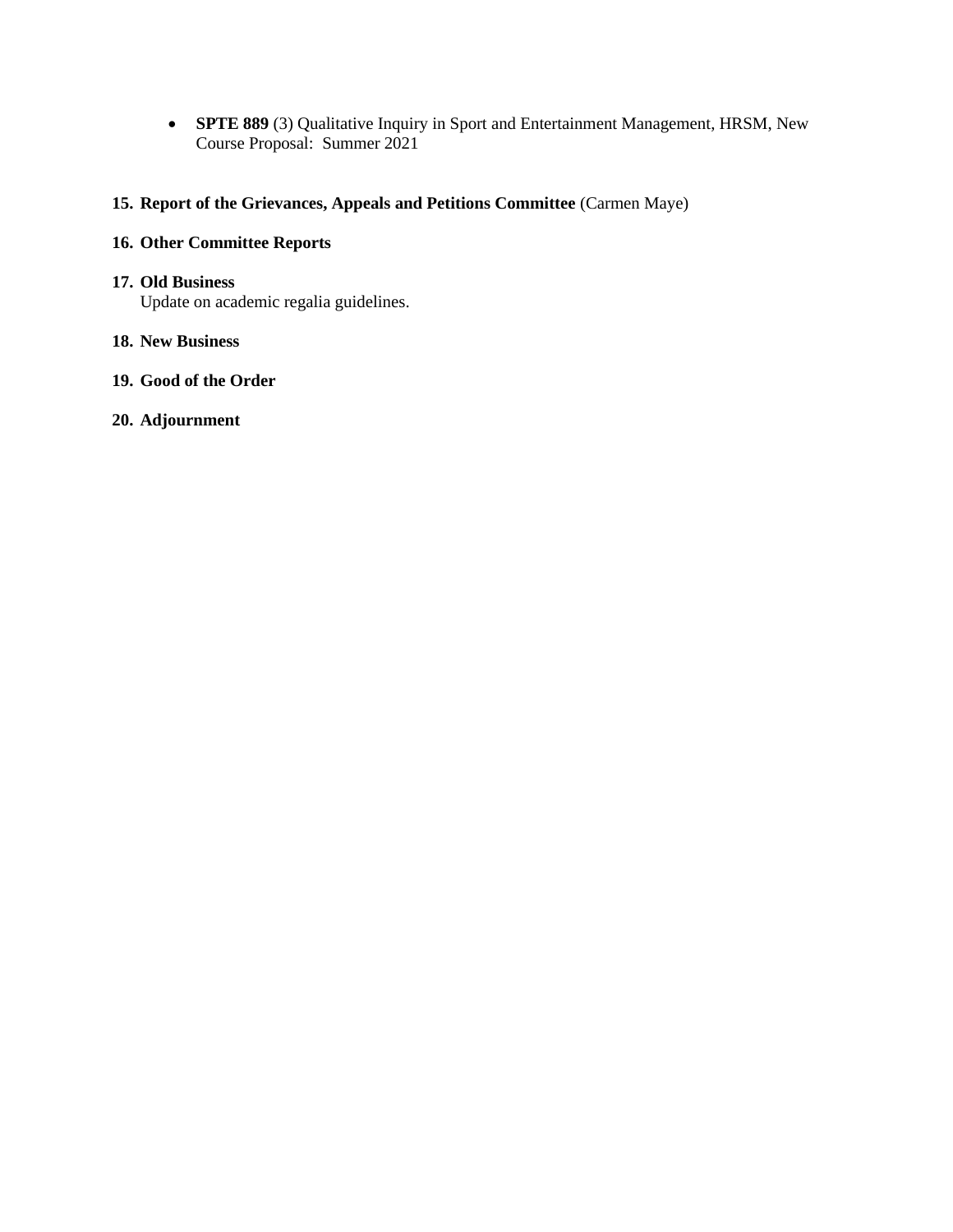- **SPTE 889** (3) Qualitative Inquiry in Sport and Entertainment Management, HRSM, New Course Proposal: Summer 2021

**15. Report of the Grievances, Appeals and Petitions Committee** (Carmen Maye)

**16. Other Committee Reports**

**17. Old Business**
Update on academic regalia guidelines.

**18. New Business**

**19. Good of the Order**

**20. Adjournment**